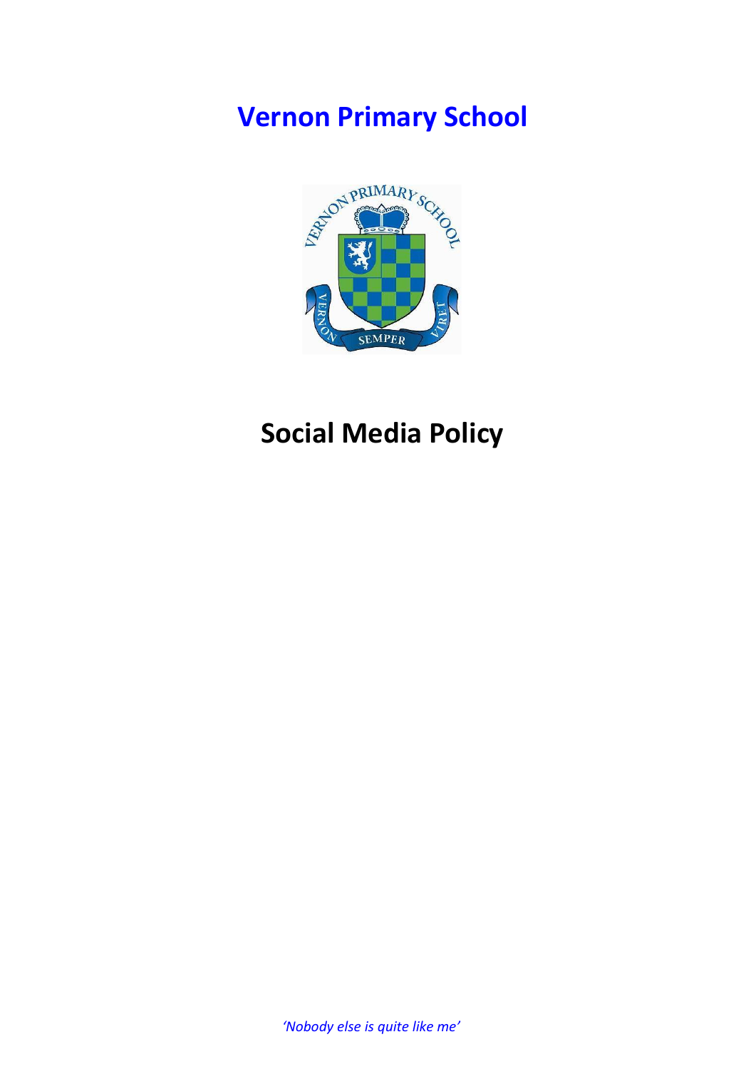# Vernon Primary School

# Social Media Policy

*'Nobody else is quite like me'*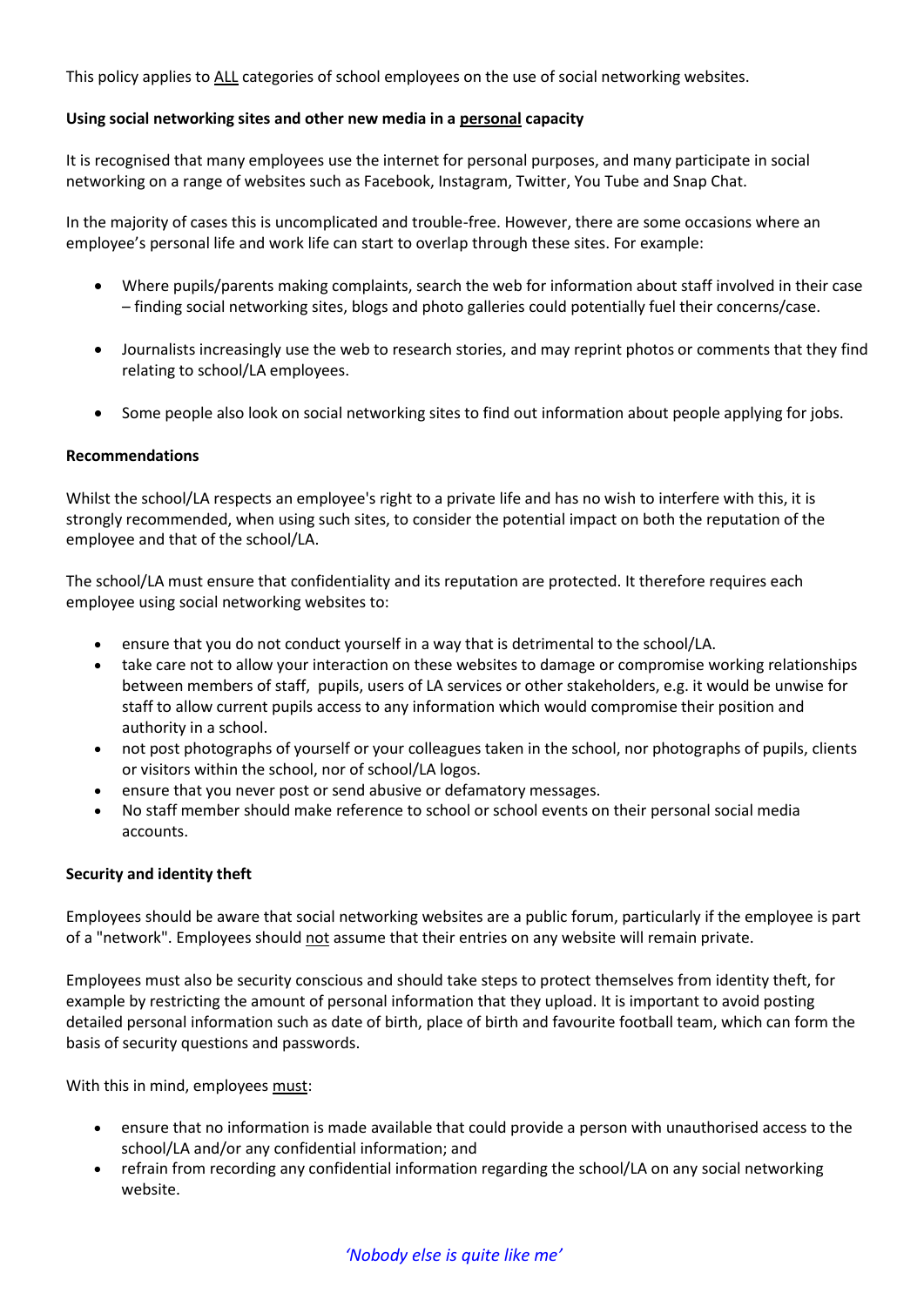This policy applies to ALL categories of school employees on the use of social networking websites.

**Using social networking sites and other new media in a personal capacity**

It is recognised that many employees use the internet for personal purposes, and many participate in social networking on a range of websites such as Facebook, Instagram, Twitter, You Tube and Snap Chat.

In the majority of cases this is uncomplicated and trouble-free. However, there are some occasions where an employee's personal life and work life can start to overlap through these sites. For example:

- Where pupils/parents making complaints, search the web for information about staff involved in their case – finding social networking sites, blogs and photo galleries could potentially fuel their concerns/case.
- Journalists increasingly use the web to research stories, and may reprint photos or comments that they find relating to school/LA employees.
- Some people also look on social networking sites to find out information about people applying for jobs.

**Recommendations**

Whilst the school/LA respects an employee's right to a private life and has no wish to interfere with this, it is strongly recommended, when using such sites, to consider the potential impact on both the reputation of the employee and that of the school/LA.

The school/LA must ensure that confidentiality and its reputation are protected. It therefore requires each employee using social networking websites to:

- ensure that you do not conduct yourself in a way that is detrimental to the school/LA.
- take care not to allow your interaction on these websites to damage or compromise working relationships between members of staff, pupils, users of LA services or other stakeholders, e.g. it would be unwise for staff to allow current pupils access to any information which would compromise their position and authority in a school.
- not post photographs of yourself or your colleagues taken in the school, nor photographs of pupils, clients or visitors within the school, nor of school/LA logos.
- ensure that you never post or send abusive or defamatory messages.
- No staff member should make reference to school or school events on their personal social media accounts.

**Security and identity theft**

Employees should be aware that social networking websites are a public forum, particularly if the employee is part of a "network". Employees should not assume that their entries on any website will remain private.

Employees must also be security conscious and should take steps to protect themselves from identity theft, for example by restricting the amount of personal information that they upload. It is important to avoid posting detailed personal information such as date of birth, place of birth and favourite football team, which can form the basis of security questions and passwords.

With this in mind, employees must:

- ensure that no information is made available that could provide a person with unauthorised access to the school/LA and/or any confidential information; and
- refrain from recording any confidential information regarding the school/LA on any social networking website.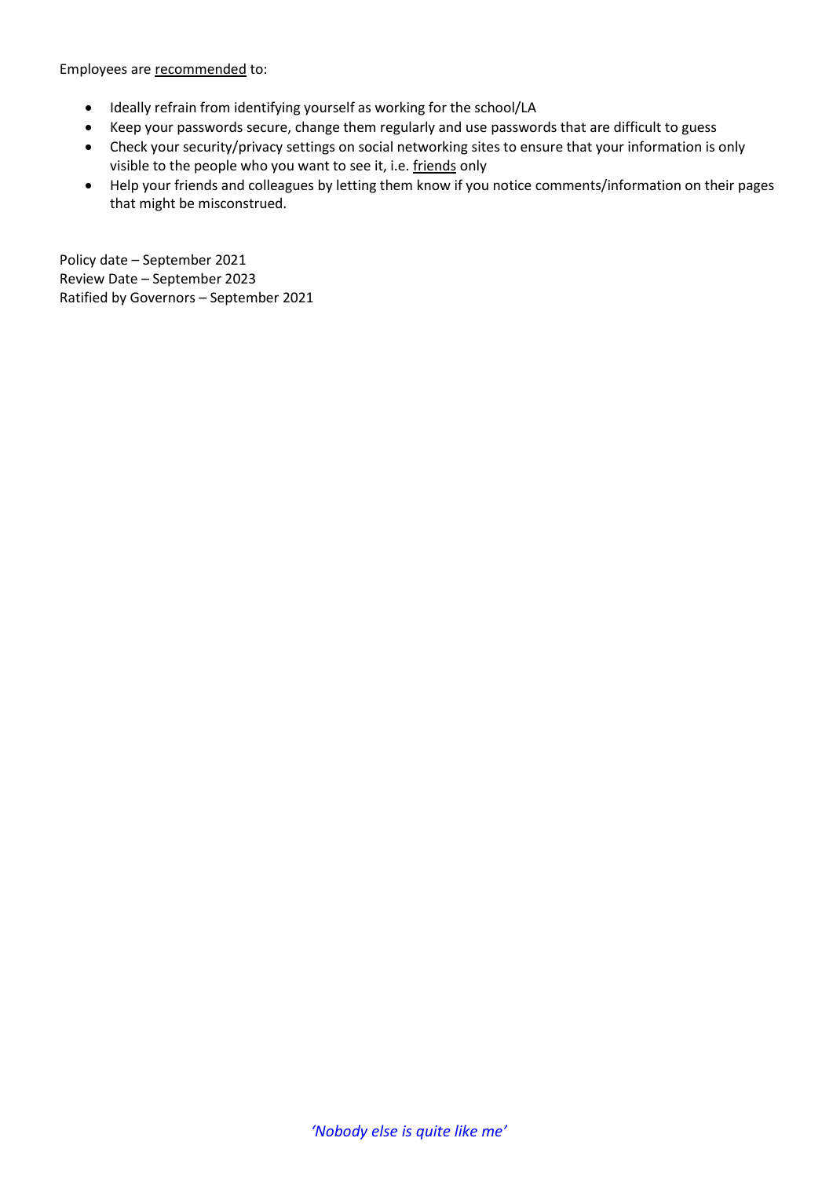Employees are <u>recommended</u> to:

- Ideally refrain from identifying yourself as working for the school/LA
- Keep your passwords secure, change them regularly and use passwords that are difficult to guess
- Check your security/privacy settings on social networking sites to ensure that your information is only visible to the people who you want to see it, i.e. <u>friends</u> only
- Help your friends and colleagues by letting them know if you notice comments/information on their pages that might be misconstrued.

Policy date – September 2021
Review Date – September 2023
Ratified by Governors – September 2021